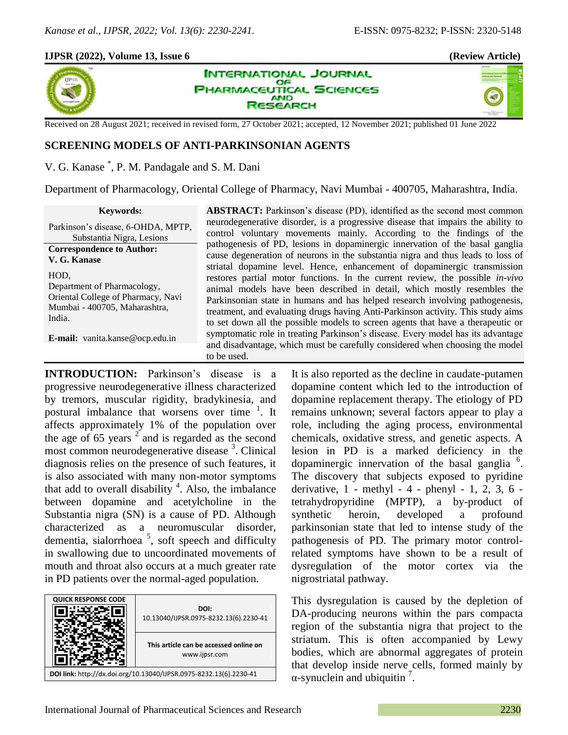**IJPSR (2022), Volume 13, Issue 6** **(Review Article)**

Received on 28 August 2021; received in revised form, 27 October 2021; accepted, 12 November 2021; published 01 June 2022

# SCREENING MODELS OF ANTI-PARKINSONIAN AGENTS

V. G. Kanase *, P. M. Pandagale and S. M. Dani

Department of Pharmacology, Oriental College of Pharmacy, Navi Mumbai - 400705, Maharashtra, India.

**Keywords:**

Parkinson's disease, 6-OHDA, MPTP, Substantia Nigra, Lesions

**Correspondence to Author:**
**V. G. Kanase**

HOD,
Department of Pharmacology,
Oriental College of Pharmacy, Navi Mumbai - 400705, Maharashtra, India.

**E-mail:** vanita.kanse@ocp.edu.in

**ABSTRACT:** Parkinson's disease (PD), identified as the second most common neurodegenerative disorder, is a progressive disease that impairs the ability to control voluntary movements mainly. According to the findings of the pathogenesis of PD, lesions in dopaminergic innervation of the basal ganglia cause degeneration of neurons in the substantia nigra and thus leads to loss of striatal dopamine level. Hence, enhancement of dopaminergic transmission restores partial motor functions. In the current review, the possible *in-vivo* animal models have been described in detail, which mostly resembles the Parkinsonian state in humans and has helped research involving pathogenesis, treatment, and evaluating drugs having Anti-Parkinson activity. This study aims to set down all the possible models to screen agents that have a therapeutic or symptomatic role in treating Parkinson's disease. Every model has its advantage and disadvantage, which must be carefully considered when choosing the model to be used.

**INTRODUCTION:** Parkinson's disease is a progressive neurodegenerative illness characterized by tremors, muscular rigidity, bradykinesia, and postural imbalance that worsens over time [1]. It affects approximately 1% of the population over the age of 65 years [2] and is regarded as the second most common neurodegenerative disease [3]. Clinical diagnosis relies on the presence of such features, it is also associated with many non-motor symptoms that add to overall disability [4]. Also, the imbalance between dopamine and acetylcholine in the Substantia nigra (SN) is a cause of PD. Although characterized as a neuromuscular disorder, dementia, sialorrhoea [5], soft speech and difficulty in swallowing due to uncoordinated movements of mouth and throat also occurs at a much greater rate in PD patients over the normal-aged population.

**DOI:** 10.13040/IJPSR.0975-8232.13(6).2230-41

This article can be accessed online on www.ijpsr.com

**DOI link:** http://dx.doi.org/10.13040/IJPSR.0975-8232.13(6).2230-41

It is also reported as the decline in caudate-putamen dopamine content which led to the introduction of dopamine replacement therapy. The etiology of PD remains unknown; several factors appear to play a role, including the aging process, environmental chemicals, oxidative stress, and genetic aspects. A lesion in PD is a marked deficiency in the dopaminergic innervation of the basal ganglia [6]. The discovery that subjects exposed to pyridine derivative, 1 - methyl - 4 - phenyl - 1, 2, 3, 6 - tetrahydropyridine (MPTP), a by-product of synthetic heroin, developed a profound parkinsonian state that led to intense study of the pathogenesis of PD. The primary motor control-related symptoms have shown to be a result of dysregulation of the motor cortex via the nigrostriatal pathway.

This dysregulation is caused by the depletion of DA-producing neurons within the pars compacta region of the substantia nigra that project to the striatum. This is often accompanied by Lewy bodies, which are abnormal aggregates of protein that develop inside nerve cells, formed mainly by α-synuclein and ubiquitin [7].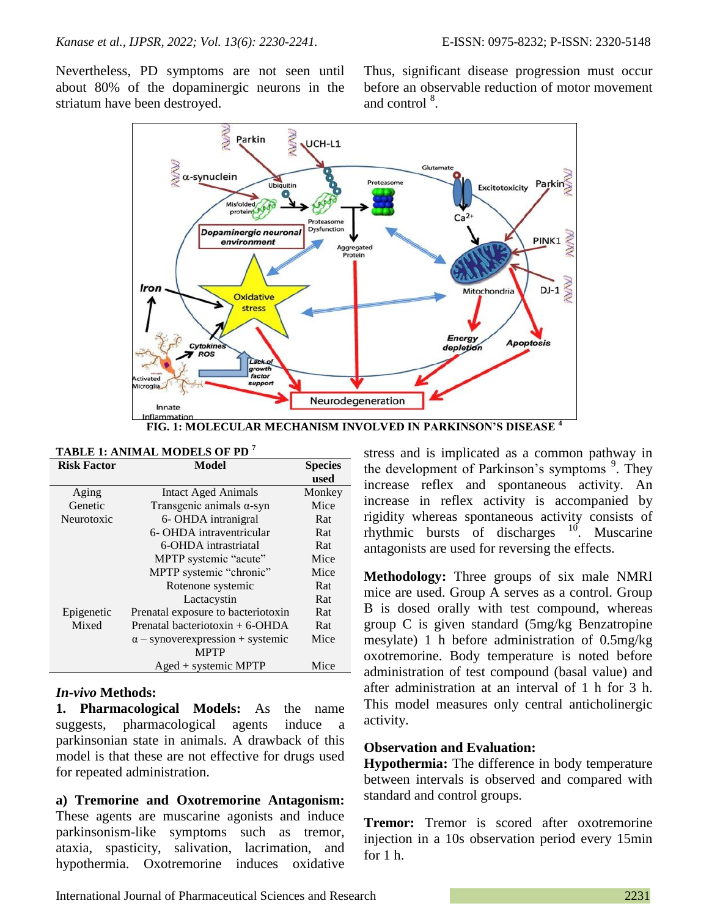Nevertheless, PD symptoms are not seen until about 80% of the dopaminergic neurons in the striatum have been destroyed. Thus, significant disease progression must occur before an observable reduction of motor movement and control [8].

FIG. 1: MOLECULAR MECHANISM INVOLVED IN PARKINSON'S DISEASE [4]

**TABLE 1: ANIMAL MODELS OF PD [7]**

| Risk Factor | Model | Species used |
|---|---|---|
| Aging | Intact Aged Animals | Monkey |
| Genetic | Transgenic animals α-syn | Mice |
| Neurotoxic | 6- OHDA intranigral | Rat |
| | 6- OHDA intraventricular | Rat |
| | 6-OHDA intrastriatal | Rat |
| | MPTP systemic "acute" | Mice |
| | MPTP systemic "chronic" | Mice |
| | Rotenone systemic | Rat |
| | Lactacystin | Rat |
| Epigenetic | Prenatal exposure to bacteriotoxin | Rat |
| Mixed | Prenatal bacteriotoxin + 6-OHDA | Rat |
| | α – synoverexpression + systemic MPTP | Mice |
| | Aged + systemic MPTP | Mice |

### *In-vivo* Methods:

**1. Pharmacological Models:** As the name suggests, pharmacological agents induce a parkinsonian state in animals. A drawback of this model is that these are not effective for drugs used for repeated administration.

**a) Tremorine and Oxotremorine Antagonism:** These agents are muscarine agonists and induce parkinsonism-like symptoms such as tremor, ataxia, spasticity, salivation, lacrimation, and hypothermia. Oxotremorine induces oxidative stress and is implicated as a common pathway in the development of Parkinson's symptoms [9]. They increase reflex and spontaneous activity. An increase in reflex activity is accompanied by rigidity whereas spontaneous activity consists of rhythmic bursts of discharges [10]. Muscarine antagonists are used for reversing the effects.

**Methodology:** Three groups of six male NMRI mice are used. Group A serves as a control. Group B is dosed orally with test compound, whereas group C is given standard (5mg/kg Benzatropine mesylate) 1 h before administration of 0.5mg/kg oxotremorine. Body temperature is noted before administration of test compound (basal value) and after administration at an interval of 1 h for 3 h. This model measures only central anticholinergic activity.

**Observation and Evaluation:**

**Hypothermia:** The difference in body temperature between intervals is observed and compared with standard and control groups.

**Tremor:** Tremor is scored after oxotremorine injection in a 10s observation period every 15min for 1 h.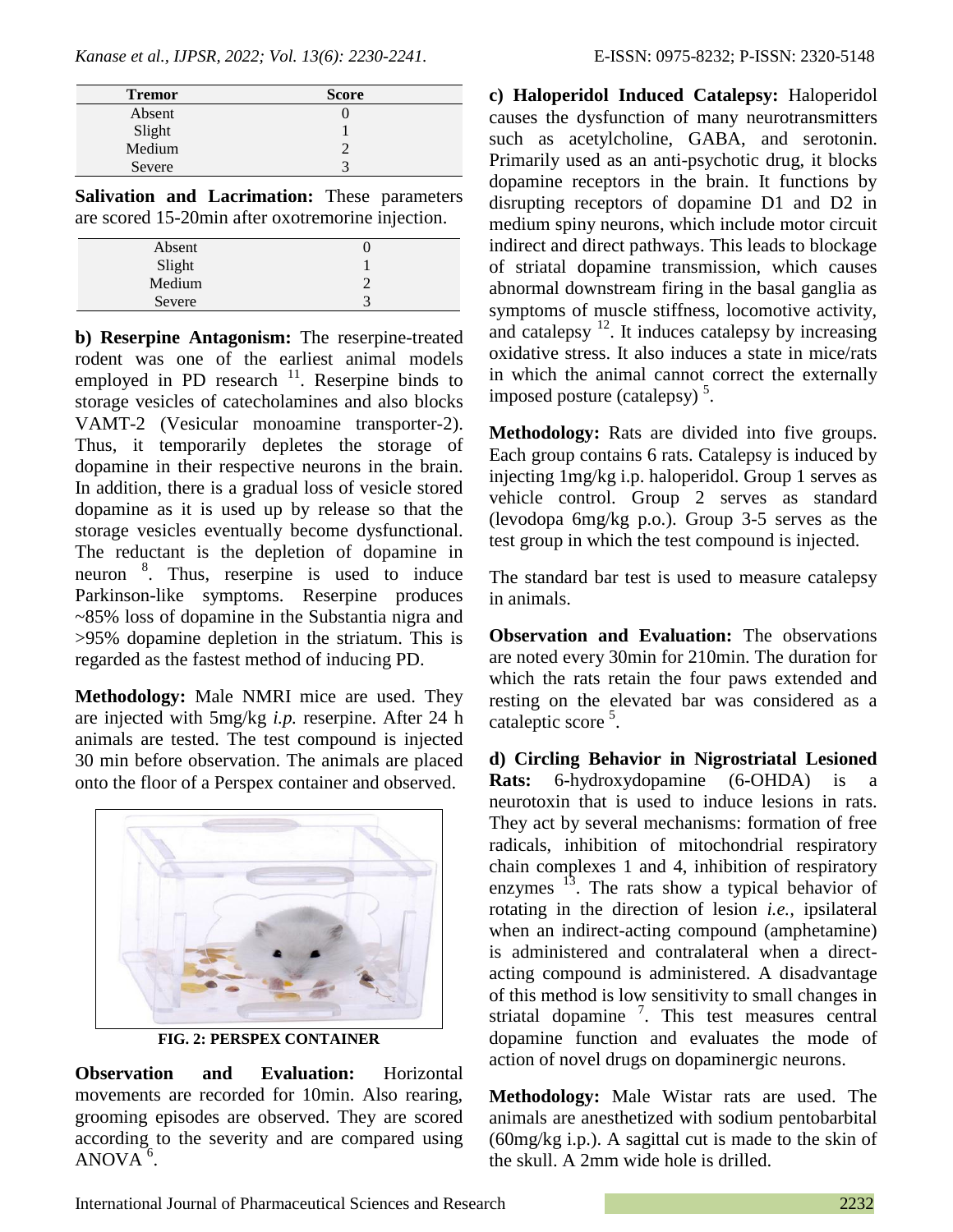| Tremor | Score |
|---|---|
| Absent | 0 |
| Slight | 1 |
| Medium | 2 |
| Severe | 3 |

**Salivation and Lacrimation:** These parameters are scored 15-20min after oxotremorine injection.

| | |
|---|---|
| Absent | 0 |
| Slight | 1 |
| Medium | 2 |
| Severe | 3 |

**b) Reserpine Antagonism:** The reserpine-treated rodent was one of the earliest animal models employed in PD research [11]. Reserpine binds to storage vesicles of catecholamines and also blocks VAMT-2 (Vesicular monoamine transporter-2). Thus, it temporarily depletes the storage of dopamine in their respective neurons in the brain. In addition, there is a gradual loss of vesicle stored dopamine as it is used up by release so that the storage vesicles eventually become dysfunctional. The reductant is the depletion of dopamine in neuron [8]. Thus, reserpine is used to induce Parkinson-like symptoms. Reserpine produces ~85% loss of dopamine in the Substantia nigra and >95% dopamine depletion in the striatum. This is regarded as the fastest method of inducing PD.

**Methodology:** Male NMRI mice are used. They are injected with 5mg/kg *i.p.* reserpine. After 24 h animals are tested. The test compound is injected 30 min before observation. The animals are placed onto the floor of a Perspex container and observed.

**FIG. 2: PERSPEX CONTAINER**

**Observation and Evaluation:** Horizontal movements are recorded for 10min. Also rearing, grooming episodes are observed. They are scored according to the severity and are compared using ANOVA [6].

**c) Haloperidol Induced Catalepsy:** Haloperidol causes the dysfunction of many neurotransmitters such as acetylcholine, GABA, and serotonin. Primarily used as an anti-psychotic drug, it blocks dopamine receptors in the brain. It functions by disrupting receptors of dopamine D1 and D2 in medium spiny neurons, which include motor circuit indirect and direct pathways. This leads to blockage of striatal dopamine transmission, which causes abnormal downstream firing in the basal ganglia as symptoms of muscle stiffness, locomotive activity, and catalepsy [12]. It induces catalepsy by increasing oxidative stress. It also induces a state in mice/rats in which the animal cannot correct the externally imposed posture (catalepsy) [5].

**Methodology:** Rats are divided into five groups. Each group contains 6 rats. Catalepsy is induced by injecting 1mg/kg i.p. haloperidol. Group 1 serves as vehicle control. Group 2 serves as standard (levodopa 6mg/kg p.o.). Group 3-5 serves as the test group in which the test compound is injected.

The standard bar test is used to measure catalepsy in animals.

**Observation and Evaluation:** The observations are noted every 30min for 210min. The duration for which the rats retain the four paws extended and resting on the elevated bar was considered as a cataleptic score [5].

**d) Circling Behavior in Nigrostriatal Lesioned Rats:** 6-hydroxydopamine (6-OHDA) is a neurotoxin that is used to induce lesions in rats. They act by several mechanisms: formation of free radicals, inhibition of mitochondrial respiratory chain complexes 1 and 4, inhibition of respiratory enzymes [13]. The rats show a typical behavior of rotating in the direction of lesion *i.e.,* ipsilateral when an indirect-acting compound (amphetamine) is administered and contralateral when a direct-acting compound is administered. A disadvantage of this method is low sensitivity to small changes in striatal dopamine [7]. This test measures central dopamine function and evaluates the mode of action of novel drugs on dopaminergic neurons.

**Methodology:** Male Wistar rats are used. The animals are anesthetized with sodium pentobarbital (60mg/kg i.p.). A sagittal cut is made to the skin of the skull. A 2mm wide hole is drilled.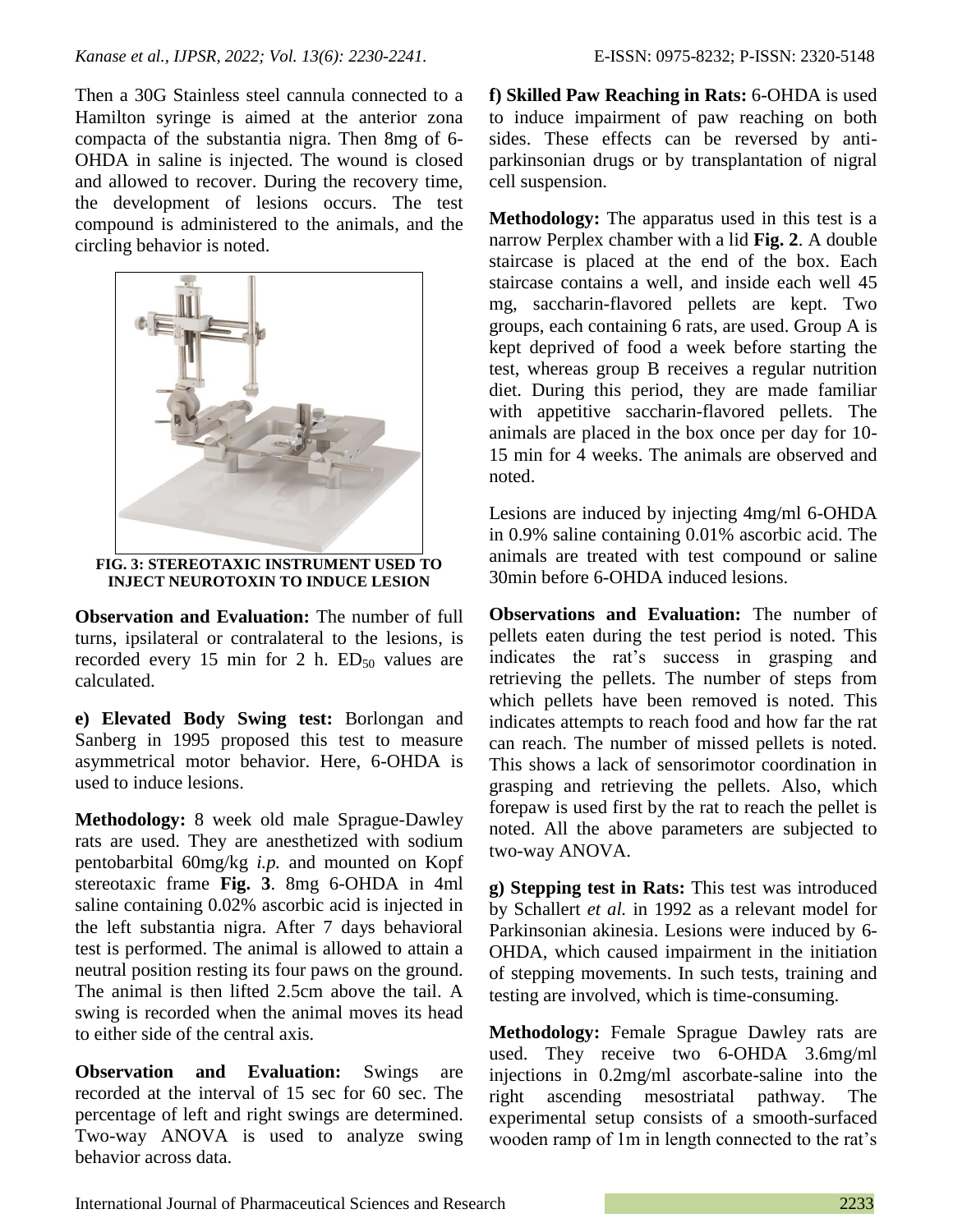Then a 30G Stainless steel cannula connected to a Hamilton syringe is aimed at the anterior zona compacta of the substantia nigra. Then 8mg of 6-OHDA in saline is injected. The wound is closed and allowed to recover. During the recovery time, the development of lesions occurs. The test compound is administered to the animals, and the circling behavior is noted.

**FIG. 3: STEREOTAXIC INSTRUMENT USED TO INJECT NEUROTOXIN TO INDUCE LESION**

**Observation and Evaluation:** The number of full turns, ipsilateral or contralateral to the lesions, is recorded every 15 min for 2 h. $ED_{50}$ values are calculated.

**e) Elevated Body Swing test:** Borlongan and Sanberg in 1995 proposed this test to measure asymmetrical motor behavior. Here, 6-OHDA is used to induce lesions.

**Methodology:** 8 week old male Sprague-Dawley rats are used. They are anesthetized with sodium pentobarbital 60mg/kg *i.p.* and mounted on Kopf stereotaxic frame **Fig. 3**. 8mg 6-OHDA in 4ml saline containing 0.02% ascorbic acid is injected in the left substantia nigra. After 7 days behavioral test is performed. The animal is allowed to attain a neutral position resting its four paws on the ground. The animal is then lifted 2.5cm above the tail. A swing is recorded when the animal moves its head to either side of the central axis.

**Observation and Evaluation:** Swings are recorded at the interval of 15 sec for 60 sec. The percentage of left and right swings are determined. Two-way ANOVA is used to analyze swing behavior across data.

**f) Skilled Paw Reaching in Rats:** 6-OHDA is used to induce impairment of paw reaching on both sides. These effects can be reversed by anti-parkinsonian drugs or by transplantation of nigral cell suspension.

**Methodology:** The apparatus used in this test is a narrow Perplex chamber with a lid **Fig. 2**. A double staircase is placed at the end of the box. Each staircase contains a well, and inside each well 45 mg, saccharin-flavored pellets are kept. Two groups, each containing 6 rats, are used. Group A is kept deprived of food a week before starting the test, whereas group B receives a regular nutrition diet. During this period, they are made familiar with appetitive saccharin-flavored pellets. The animals are placed in the box once per day for 10-15 min for 4 weeks. The animals are observed and noted.

Lesions are induced by injecting 4mg/ml 6-OHDA in 0.9% saline containing 0.01% ascorbic acid. The animals are treated with test compound or saline 30min before 6-OHDA induced lesions.

**Observations and Evaluation:** The number of pellets eaten during the test period is noted. This indicates the rat's success in grasping and retrieving the pellets. The number of steps from which pellets have been removed is noted. This indicates attempts to reach food and how far the rat can reach. The number of missed pellets is noted. This shows a lack of sensorimotor coordination in grasping and retrieving the pellets. Also, which forepaw is used first by the rat to reach the pellet is noted. All the above parameters are subjected to two-way ANOVA.

**g) Stepping test in Rats:** This test was introduced by Schallert *et al.* in 1992 as a relevant model for Parkinsonian akinesia. Lesions were induced by 6-OHDA, which caused impairment in the initiation of stepping movements. In such tests, training and testing are involved, which is time-consuming.

**Methodology:** Female Sprague Dawley rats are used. They receive two 6-OHDA 3.6mg/ml injections in 0.2mg/ml ascorbate-saline into the right ascending mesostriatal pathway. The experimental setup consists of a smooth-surfaced wooden ramp of 1m in length connected to the rat's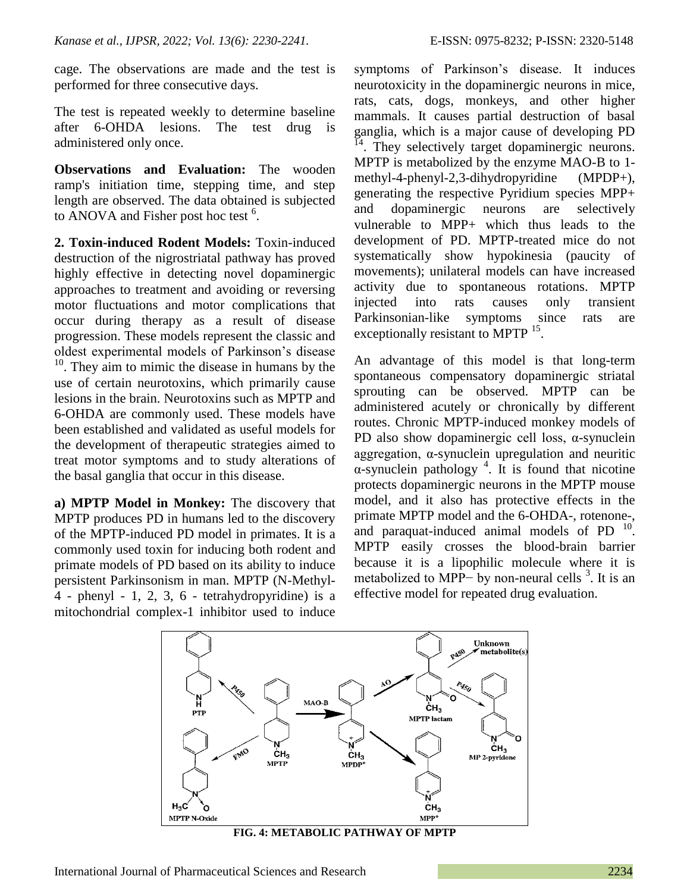cage. The observations are made and the test is performed for three consecutive days.

The test is repeated weekly to determine baseline after 6-OHDA lesions. The test drug is administered only once.

**Observations and Evaluation:** The wooden ramp's initiation time, stepping time, and step length are observed. The data obtained is subjected to ANOVA and Fisher post hoc test [6].

**2. Toxin-induced Rodent Models:** Toxin-induced destruction of the nigrostriatal pathway has proved highly effective in detecting novel dopaminergic approaches to treatment and avoiding or reversing motor fluctuations and motor complications that occur during therapy as a result of disease progression. These models represent the classic and oldest experimental models of Parkinson's disease [10]. They aim to mimic the disease in humans by the use of certain neurotoxins, which primarily cause lesions in the brain. Neurotoxins such as MPTP and 6-OHDA are commonly used. These models have been established and validated as useful models for the development of therapeutic strategies aimed to treat motor symptoms and to study alterations of the basal ganglia that occur in this disease.

**a) MPTP Model in Monkey:** The discovery that MPTP produces PD in humans led to the discovery of the MPTP-induced PD model in primates. It is a commonly used toxin for inducing both rodent and primate models of PD based on its ability to induce persistent Parkinsonism in man. MPTP (N-Methyl-4 - phenyl - 1, 2, 3, 6 - tetrahydropyridine) is a mitochondrial complex-1 inhibitor used to induce symptoms of Parkinson's disease. It induces neurotoxicity in the dopaminergic neurons in mice, rats, cats, dogs, monkeys, and other higher mammals. It causes partial destruction of basal ganglia, which is a major cause of developing PD [14]. They selectively target dopaminergic neurons. MPTP is metabolized by the enzyme MAO-B to 1-methyl-4-phenyl-2,3-dihydropyridine ($MPDP^+$), generating the respective Pyridium species $MPP^+$ and dopaminergic neurons are selectively vulnerable to $MPP^+$ which thus leads to the development of PD. MPTP-treated mice do not systematically show hypokinesia (paucity of movements); unilateral models can have increased activity due to spontaneous rotations. MPTP injected into rats causes only transient Parkinsonian-like symptoms since rats are exceptionally resistant to MPTP [15].

An advantage of this model is that long-term spontaneous compensatory dopaminergic striatal sprouting can be observed. MPTP can be administered acutely or chronically by different routes. Chronic MPTP-induced monkey models of PD also show dopaminergic cell loss, α-synuclein aggregation, α-synuclein upregulation and neuritic α-synuclein pathology [4]. It is found that nicotine protects dopaminergic neurons in the MPTP mouse model, and it also has protective effects in the primate MPTP model and the 6-OHDA-, rotenone-, and paraquat-induced animal models of PD [10]. MPTP easily crosses the blood-brain barrier because it is a lipophilic molecule where it is metabolized to MPP− by non-neural cells [3]. It is an effective model for repeated drug evaluation.

**FIG. 4: METABOLIC PATHWAY OF MPTP**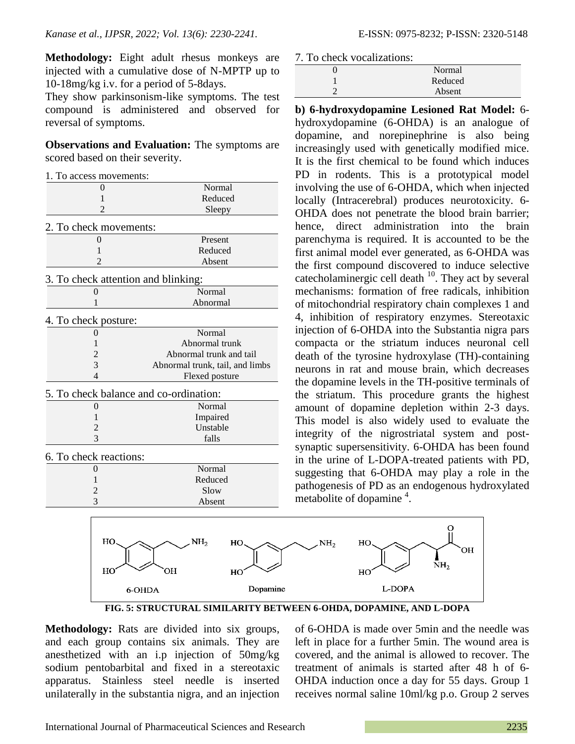**Methodology:** Eight adult rhesus monkeys are injected with a cumulative dose of N-MPTP up to 10-18mg/kg i.v. for a period of 5-8days.

They show parkinsonism-like symptoms. The test compound is administered and observed for reversal of symptoms.

**Observations and Evaluation:** The symptoms are scored based on their severity.

1. To access movements:

| | |
|---|---|
| 0 | Normal |
| 1 | Reduced |
| 2 | Sleepy |

2. To check movements:

| | |
|---|---|
| 0 | Present |
| 1 | Reduced |
| 2 | Absent |

3. To check attention and blinking:

| | |
|---|---|
| 0 | Normal |
| 1 | Abnormal |

4. To check posture:

| | |
|---|---|
| 0 | Normal |
| 1 | Abnormal trunk |
| 2 | Abnormal trunk and tail |
| 3 | Abnormal trunk, tail, and limbs |
| 4 | Flexed posture |

5. To check balance and co-ordination:

| | |
|---|---|
| 0 | Normal |
| 1 | Impaired |
| 2 | Unstable |
| 3 | falls |

6. To check reactions:

| | |
|---|---|
| 0 | Normal |
| 1 | Reduced |
| 2 | Slow |
| 3 | Absent |

7. To check vocalizations:

| | |
|---|---|
| 0 | Normal |
| 1 | Reduced |
| 2 | Absent |

**b) 6-hydroxydopamine Lesioned Rat Model:** 6-hydroxydopamine (6-OHDA) is an analogue of dopamine, and norepinephrine is also being increasingly used with genetically modified mice. It is the first chemical to be found which induces PD in rodents. This is a prototypical model involving the use of 6-OHDA, which when injected locally (Intracerebral) produces neurotoxicity. 6-OHDA does not penetrate the blood brain barrier; hence, direct administration into the brain parenchyma is required. It is accounted to be the first animal model ever generated, as 6-OHDA was the first compound discovered to induce selective catecholaminergic cell death [10]. They act by several mechanisms: formation of free radicals, inhibition of mitochondrial respiratory chain complexes 1 and 4, inhibition of respiratory enzymes. Stereotaxic injection of 6-OHDA into the Substantia nigra pars compacta or the striatum induces neuronal cell death of the tyrosine hydroxylase (TH)-containing neurons in rat and mouse brain, which decreases the dopamine levels in the TH-positive terminals of the striatum. This procedure grants the highest amount of dopamine depletion within 2-3 days. This model is also widely used to evaluate the integrity of the nigrostriatal system and post-synaptic supersensitivity. 6-OHDA has been found in the urine of L-DOPA-treated patients with PD, suggesting that 6-OHDA may play a role in the pathogenesis of PD as an endogenous hydroxylated metabolite of dopamine [4].

**FIG. 5: STRUCTURAL SIMILARITY BETWEEN 6-OHDA, DOPAMINE, AND L-DOPA**

**Methodology:** Rats are divided into six groups, and each group contains six animals. They are anesthetized with an i.p injection of 50mg/kg sodium pentobarbital and fixed in a stereotaxic apparatus. Stainless steel needle is inserted unilaterally in the substantia nigra, and an injection of 6-OHDA is made over 5min and the needle was left in place for a further 5min. The wound area is covered, and the animal is allowed to recover. The treatment of animals is started after 48 h of 6-OHDA induction once a day for 55 days. Group 1 receives normal saline 10ml/kg p.o. Group 2 serves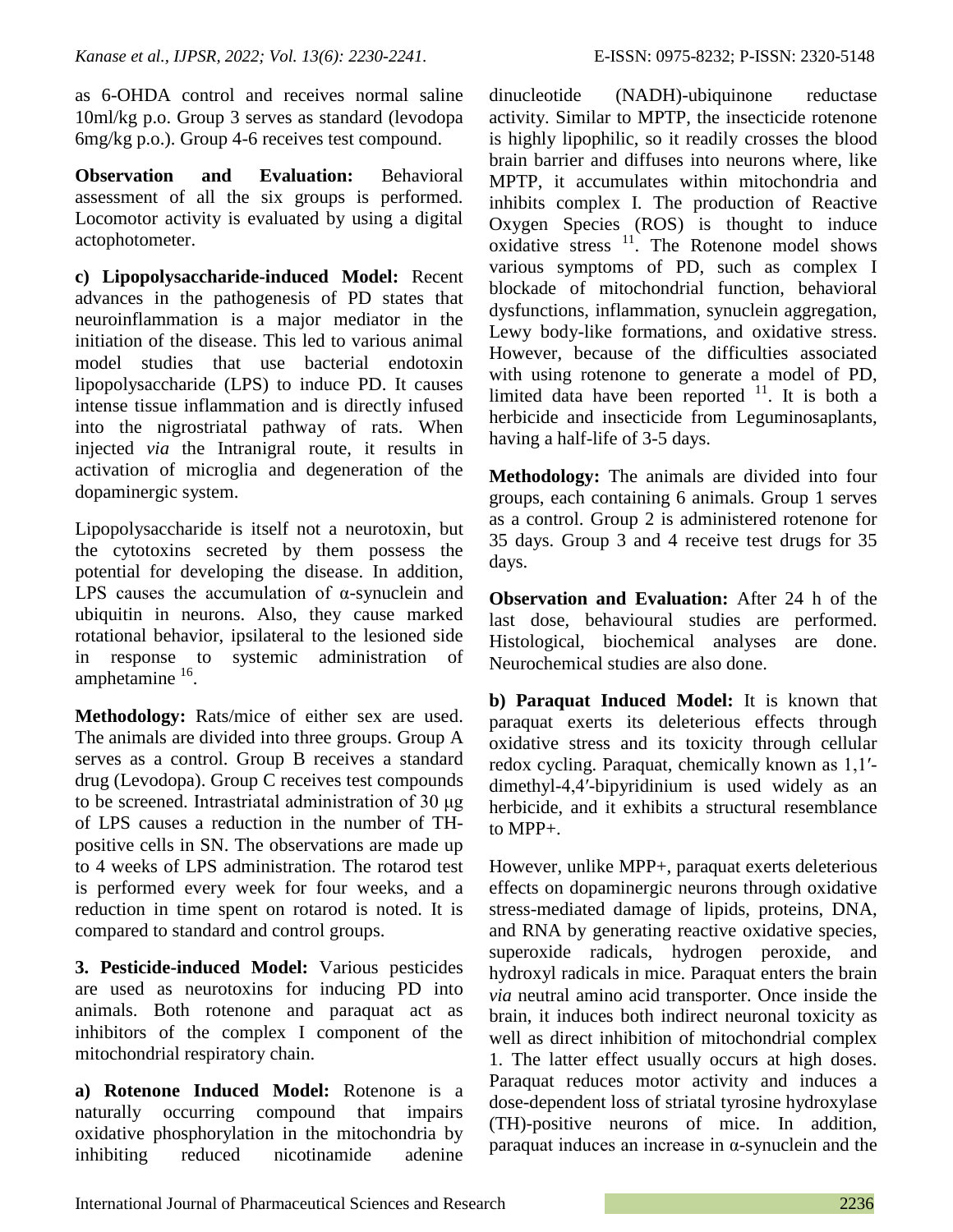as 6-OHDA control and receives normal saline 10ml/kg p.o. Group 3 serves as standard (levodopa 6mg/kg p.o.). Group 4-6 receives test compound.

**Observation and Evaluation:** Behavioral assessment of all the six groups is performed. Locomotor activity is evaluated by using a digital actophotometer.

**c) Lipopolysaccharide-induced Model:** Recent advances in the pathogenesis of PD states that neuroinflammation is a major mediator in the initiation of the disease. This led to various animal model studies that use bacterial endotoxin lipopolysaccharide (LPS) to induce PD. It causes intense tissue inflammation and is directly infused into the nigrostriatal pathway of rats. When injected *via* the Intranigral route, it results in activation of microglia and degeneration of the dopaminergic system.

Lipopolysaccharide is itself not a neurotoxin, but the cytotoxins secreted by them possess the potential for developing the disease. In addition, LPS causes the accumulation of α-synuclein and ubiquitin in neurons. Also, they cause marked rotational behavior, ipsilateral to the lesioned side in response to systemic administration of amphetamine [16].

**Methodology:** Rats/mice of either sex are used. The animals are divided into three groups. Group A serves as a control. Group B receives a standard drug (Levodopa). Group C receives test compounds to be screened. Intrastriatal administration of 30 μg of LPS causes a reduction in the number of TH-positive cells in SN. The observations are made up to 4 weeks of LPS administration. The rotarod test is performed every week for four weeks, and a reduction in time spent on rotarod is noted. It is compared to standard and control groups.

**3. Pesticide-induced Model:** Various pesticides are used as neurotoxins for inducing PD into animals. Both rotenone and paraquat act as inhibitors of the complex I component of the mitochondrial respiratory chain.

**a) Rotenone Induced Model:** Rotenone is a naturally occurring compound that impairs oxidative phosphorylation in the mitochondria by inhibiting reduced nicotinamide adenine dinucleotide (NADH)-ubiquinone reductase activity. Similar to MPTP, the insecticide rotenone is highly lipophilic, so it readily crosses the blood brain barrier and diffuses into neurons where, like MPTP, it accumulates within mitochondria and inhibits complex I. The production of Reactive Oxygen Species (ROS) is thought to induce oxidative stress [11]. The Rotenone model shows various symptoms of PD, such as complex I blockade of mitochondrial function, behavioral dysfunctions, inflammation, synuclein aggregation, Lewy body-like formations, and oxidative stress. However, because of the difficulties associated with using rotenone to generate a model of PD, limited data have been reported [11]. It is both a herbicide and insecticide from Leguminosaplants, having a half-life of 3-5 days.

**Methodology:** The animals are divided into four groups, each containing 6 animals. Group 1 serves as a control. Group 2 is administered rotenone for 35 days. Group 3 and 4 receive test drugs for 35 days.

**Observation and Evaluation:** After 24 h of the last dose, behavioural studies are performed. Histological, biochemical analyses are done. Neurochemical studies are also done.

**b) Paraquat Induced Model:** It is known that paraquat exerts its deleterious effects through oxidative stress and its toxicity through cellular redox cycling. Paraquat, chemically known as 1,1′-dimethyl-4,4′-bipyridinium is used widely as an herbicide, and it exhibits a structural resemblance to MPP+.

However, unlike MPP+, paraquat exerts deleterious effects on dopaminergic neurons through oxidative stress-mediated damage of lipids, proteins, DNA, and RNA by generating reactive oxidative species, superoxide radicals, hydrogen peroxide, and hydroxyl radicals in mice. Paraquat enters the brain *via* neutral amino acid transporter. Once inside the brain, it induces both indirect neuronal toxicity as well as direct inhibition of mitochondrial complex 1. The latter effect usually occurs at high doses. Paraquat reduces motor activity and induces a dose-dependent loss of striatal tyrosine hydroxylase (TH)-positive neurons of mice. In addition, paraquat induces an increase in α-synuclein and the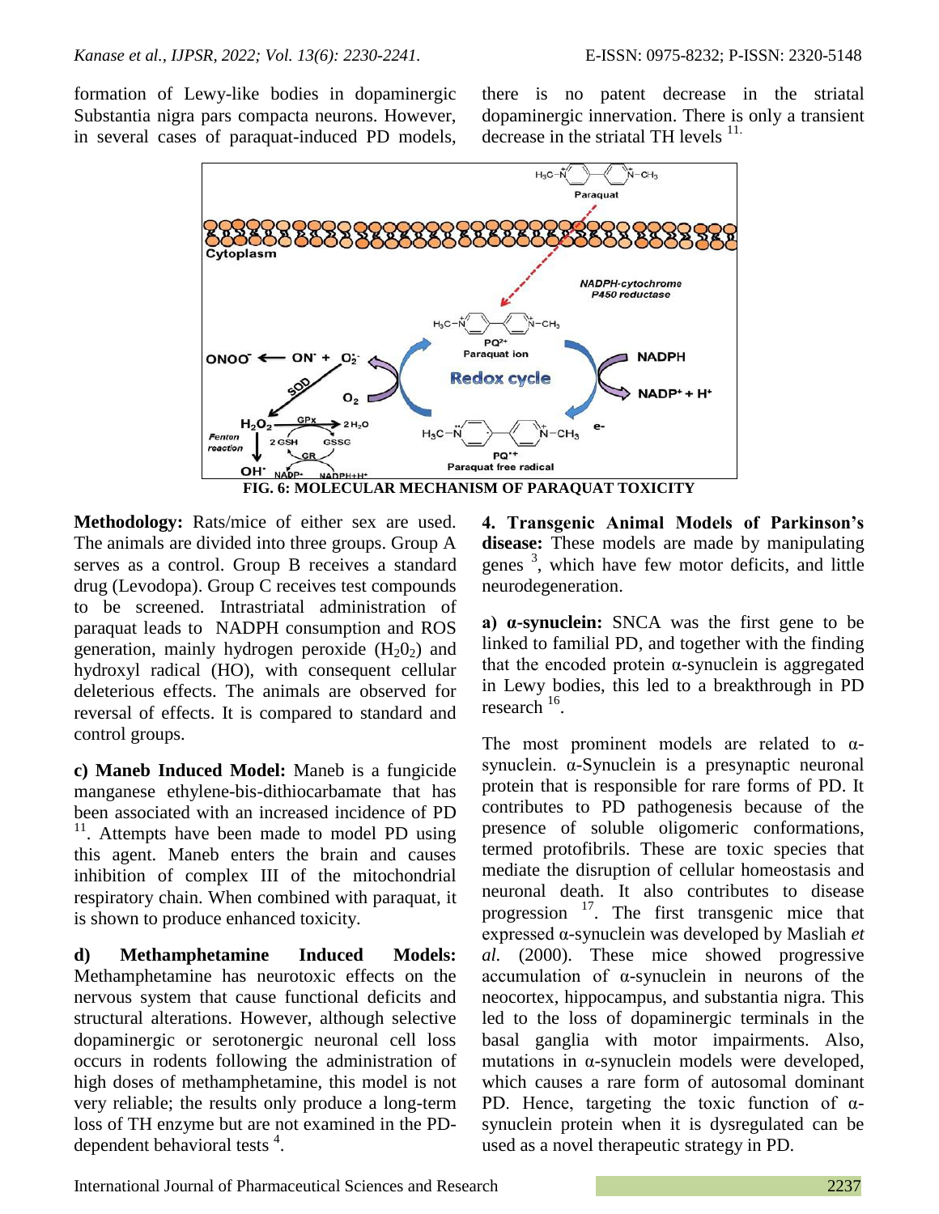formation of Lewy-like bodies in dopaminergic Substantia nigra pars compacta neurons. However, in several cases of paraquat-induced PD models, there is no patent decrease in the striatal dopaminergic innervation. There is only a transient decrease in the striatal TH levels [11].

FIG. 6: MOLECULAR MECHANISM OF PARAQUAT TOXICITY

**Methodology:** Rats/mice of either sex are used. The animals are divided into three groups. Group A serves as a control. Group B receives a standard drug (Levodopa). Group C receives test compounds to be screened. Intrastriatal administration of paraquat leads to NADPH consumption and ROS generation, mainly hydrogen peroxide ($H_2O_2$) and hydroxyl radical (HO), with consequent cellular deleterious effects. The animals are observed for reversal of effects. It is compared to standard and control groups.

**c) Maneb Induced Model:** Maneb is a fungicide manganese ethylene-bis-dithiocarbamate that has been associated with an increased incidence of PD [11]. Attempts have been made to model PD using this agent. Maneb enters the brain and causes inhibition of complex III of the mitochondrial respiratory chain. When combined with paraquat, it is shown to produce enhanced toxicity.

**d) Methamphetamine Induced Models:** Methamphetamine has neurotoxic effects on the nervous system that cause functional deficits and structural alterations. However, although selective dopaminergic or serotonergic neuronal cell loss occurs in rodents following the administration of high doses of methamphetamine, this model is not very reliable; the results only produce a long-term loss of TH enzyme but are not examined in the PD-dependent behavioral tests [4].

**4. Transgenic Animal Models of Parkinson's disease:** These models are made by manipulating genes [3], which have few motor deficits, and little neurodegeneration.

**a) α-synuclein:** SNCA was the first gene to be linked to familial PD, and together with the finding that the encoded protein α-synuclein is aggregated in Lewy bodies, this led to a breakthrough in PD research [16].

The most prominent models are related to α-synuclein. α-Synuclein is a presynaptic neuronal protein that is responsible for rare forms of PD. It contributes to PD pathogenesis because of the presence of soluble oligomeric conformations, termed protofibrils. These are toxic species that mediate the disruption of cellular homeostasis and neuronal death. It also contributes to disease progression [17]. The first transgenic mice that expressed α-synuclein was developed by Masliah *et al.* (2000). These mice showed progressive accumulation of α-synuclein in neurons of the neocortex, hippocampus, and substantia nigra. This led to the loss of dopaminergic terminals in the basal ganglia with motor impairments. Also, mutations in α-synuclein models were developed, which causes a rare form of autosomal dominant PD. Hence, targeting the toxic function of α-synuclein protein when it is dysregulated can be used as a novel therapeutic strategy in PD.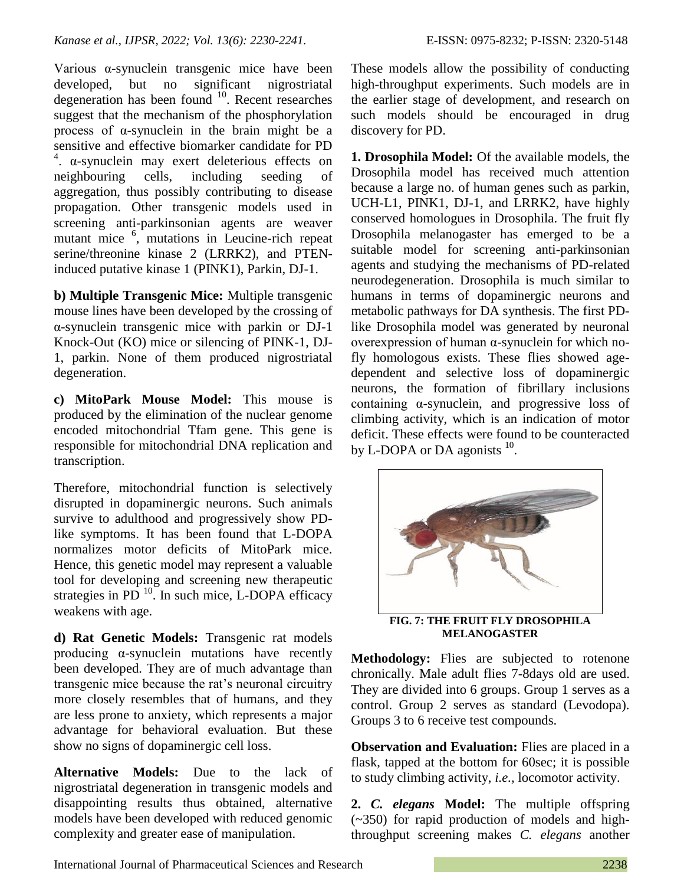Various α-synuclein transgenic mice have been developed, but no significant nigrostriatal degeneration has been found [10]. Recent researches suggest that the mechanism of the phosphorylation process of α-synuclein in the brain might be a sensitive and effective biomarker candidate for PD [4]. α-synuclein may exert deleterious effects on neighbouring cells, including seeding of aggregation, thus possibly contributing to disease propagation. Other transgenic models used in screening anti-parkinsonian agents are weaver mutant mice [6], mutations in Leucine-rich repeat serine/threonine kinase 2 (LRRK2), and PTEN-induced putative kinase 1 (PINK1), Parkin, DJ-1.

**b) Multiple Transgenic Mice:** Multiple transgenic mouse lines have been developed by the crossing of α-synuclein transgenic mice with parkin or DJ-1 Knock-Out (KO) mice or silencing of PINK-1, DJ-1, parkin. None of them produced nigrostriatal degeneration.

**c) MitoPark Mouse Model:** This mouse is produced by the elimination of the nuclear genome encoded mitochondrial Tfam gene. This gene is responsible for mitochondrial DNA replication and transcription.

Therefore, mitochondrial function is selectively disrupted in dopaminergic neurons. Such animals survive to adulthood and progressively show PD-like symptoms. It has been found that L-DOPA normalizes motor deficits of MitoPark mice. Hence, this genetic model may represent a valuable tool for developing and screening new therapeutic strategies in PD [10]. In such mice, L-DOPA efficacy weakens with age.

**d) Rat Genetic Models:** Transgenic rat models producing α-synuclein mutations have recently been developed. They are of much advantage than transgenic mice because the rat's neuronal circuitry more closely resembles that of humans, and they are less prone to anxiety, which represents a major advantage for behavioral evaluation. But these show no signs of dopaminergic cell loss.

**Alternative Models:** Due to the lack of nigrostriatal degeneration in transgenic models and disappointing results thus obtained, alternative models have been developed with reduced genomic complexity and greater ease of manipulation.

These models allow the possibility of conducting high-throughput experiments. Such models are in the earlier stage of development, and research on such models should be encouraged in drug discovery for PD.

**1. Drosophila Model:** Of the available models, the Drosophila model has received much attention because a large no. of human genes such as parkin, UCH-L1, PINK1, DJ-1, and LRRK2, have highly conserved homologues in Drosophila. The fruit fly Drosophila melanogaster has emerged to be a suitable model for screening anti-parkinsonian agents and studying the mechanisms of PD-related neurodegeneration. Drosophila is much similar to humans in terms of dopaminergic neurons and metabolic pathways for DA synthesis. The first PD-like Drosophila model was generated by neuronal overexpression of human α-synuclein for which no-fly homologous exists. These flies showed age-dependent and selective loss of dopaminergic neurons, the formation of fibrillary inclusions containing α-synuclein, and progressive loss of climbing activity, which is an indication of motor deficit. These effects were found to be counteracted by L-DOPA or DA agonists [10].

**FIG. 7: THE FRUIT FLY DROSOPHILA MELANOGASTER**

**Methodology:** Flies are subjected to rotenone chronically. Male adult flies 7-8days old are used. They are divided into 6 groups. Group 1 serves as a control. Group 2 serves as standard (Levodopa). Groups 3 to 6 receive test compounds.

**Observation and Evaluation:** Flies are placed in a flask, tapped at the bottom for 60sec; it is possible to study climbing activity, *i.e.*, locomotor activity.

**2. *C. elegans* Model:** The multiple offspring (~350) for rapid production of models and high-throughput screening makes *C. elegans* another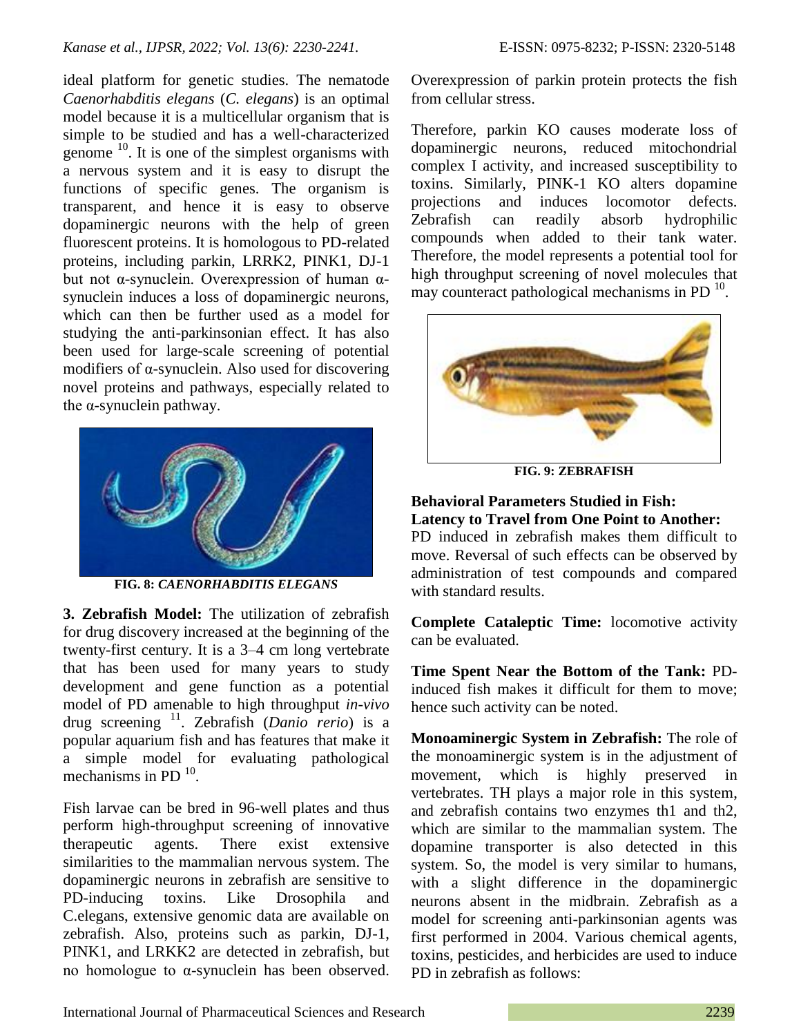ideal platform for genetic studies. The nematode *Caenorhabditis elegans* (*C. elegans*) is an optimal model because it is a multicellular organism that is simple to be studied and has a well-characterized genome [10]. It is one of the simplest organisms with a nervous system and it is easy to disrupt the functions of specific genes. The organism is transparent, and hence it is easy to observe dopaminergic neurons with the help of green fluorescent proteins. It is homologous to PD-related proteins, including parkin, LRRK2, PINK1, DJ-1 but not α-synuclein. Overexpression of human α-synuclein induces a loss of dopaminergic neurons, which can then be further used as a model for studying the anti-parkinsonian effect. It has also been used for large-scale screening of potential modifiers of α-synuclein. Also used for discovering novel proteins and pathways, especially related to the α-synuclein pathway.

**FIG. 8: *CAENORHABDITIS ELEGANS***

**3. Zebrafish Model:** The utilization of zebrafish for drug discovery increased at the beginning of the twenty-first century. It is a 3–4 cm long vertebrate that has been used for many years to study development and gene function as a potential model of PD amenable to high throughput *in-vivo* drug screening [11]. Zebrafish (*Danio rerio*) is a popular aquarium fish and has features that make it a simple model for evaluating pathological mechanisms in PD [10].

Fish larvae can be bred in 96-well plates and thus perform high-throughput screening of innovative therapeutic agents. There exist extensive similarities to the mammalian nervous system. The dopaminergic neurons in zebrafish are sensitive to PD-inducing toxins. Like Drosophila and C.elegans, extensive genomic data are available on zebrafish. Also, proteins such as parkin, DJ-1, PINK1, and LRKK2 are detected in zebrafish, but no homologue to α-synuclein has been observed. Overexpression of parkin protein protects the fish from cellular stress.

Therefore, parkin KO causes moderate loss of dopaminergic neurons, reduced mitochondrial complex I activity, and increased susceptibility to toxins. Similarly, PINK-1 KO alters dopamine projections and induces locomotor defects. Zebrafish can readily absorb hydrophilic compounds when added to their tank water. Therefore, the model represents a potential tool for high throughput screening of novel molecules that may counteract pathological mechanisms in PD [10].

**FIG. 9: ZEBRAFISH**

**Behavioral Parameters Studied in Fish:**

**Latency to Travel from One Point to Another:** PD induced in zebrafish makes them difficult to move. Reversal of such effects can be observed by administration of test compounds and compared with standard results.

**Complete Cataleptic Time:** locomotive activity can be evaluated.

**Time Spent Near the Bottom of the Tank:** PD-induced fish makes it difficult for them to move; hence such activity can be noted.

**Monoaminergic System in Zebrafish:** The role of the monoaminergic system is in the adjustment of movement, which is highly preserved in vertebrates. TH plays a major role in this system, and zebrafish contains two enzymes th1 and th2, which are similar to the mammalian system. The dopamine transporter is also detected in this system. So, the model is very similar to humans, with a slight difference in the dopaminergic neurons absent in the midbrain. Zebrafish as a model for screening anti-parkinsonian agents was first performed in 2004. Various chemical agents, toxins, pesticides, and herbicides are used to induce PD in zebrafish as follows: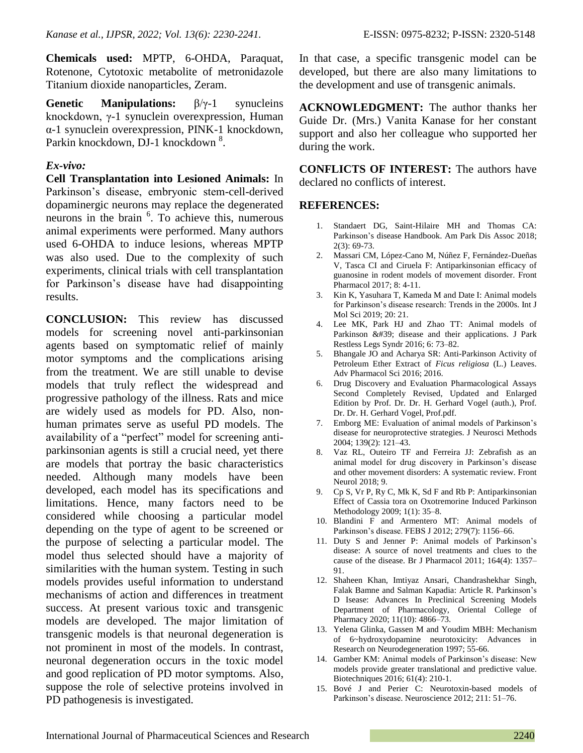**Chemicals used:** MPTP, 6-OHDA, Paraquat, Rotenone, Cytotoxic metabolite of metronidazole Titanium dioxide nanoparticles, Zeram.

**Genetic Manipulations:** β/γ-1 synucleins knockdown, γ-1 synuclein overexpression, Human α-1 synuclein overexpression, PINK-1 knockdown, Parkin knockdown, DJ-1 knockdown [8].

***Ex-vivo:***

**Cell Transplantation into Lesioned Animals:** In Parkinson's disease, embryonic stem-cell-derived dopaminergic neurons may replace the degenerated neurons in the brain [6]. To achieve this, numerous animal experiments were performed. Many authors used 6-OHDA to induce lesions, whereas MPTP was also used. Due to the complexity of such experiments, clinical trials with cell transplantation for Parkinson's disease have had disappointing results.

**CONCLUSION:** This review has discussed models for screening novel anti-parkinsonian agents based on symptomatic relief of mainly motor symptoms and the complications arising from the treatment. We are still unable to devise models that truly reflect the widespread and progressive pathology of the illness. Rats and mice are widely used as models for PD. Also, non-human primates serve as useful PD models. The availability of a "perfect" model for screening anti-parkinsonian agents is still a crucial need, yet there are models that portray the basic characteristics needed. Although many models have been developed, each model has its specifications and limitations. Hence, many factors need to be considered while choosing a particular model depending on the type of agent to be screened or the purpose of selecting a particular model. The model thus selected should have a majority of similarities with the human system. Testing in such models provides useful information to understand mechanisms of action and differences in treatment success. At present various toxic and transgenic models are developed. The major limitation of transgenic models is that neuronal degeneration is not prominent in most of the models. In contrast, neuronal degeneration occurs in the toxic model and good replication of PD motor symptoms. Also, suppose the role of selective proteins involved in PD pathogenesis is investigated. In that case, a specific transgenic model can be developed, but there are also many limitations to the development and use of transgenic animals.

**ACKNOWLEDGMENT:** The author thanks her Guide Dr. (Mrs.) Vanita Kanase for her constant support and also her colleague who supported her during the work.

**CONFLICTS OF INTEREST:** The authors have declared no conflicts of interest.

## REFERENCES:

1. Standaert DG, Saint-Hilaire MH and Thomas CA: Parkinson's disease Handbook. Am Park Dis Assoc 2018; 2(3): 69-73.
2. Massari CM, López-Cano M, Núñez F, Fernández-Dueñas V, Tasca CI and Ciruela F: Antiparkinsonian efficacy of guanosine in rodent models of movement disorder. Front Pharmacol 2017; 8: 4-11.
3. Kin K, Yasuhara T, Kameda M and Date I: Animal models for Parkinson's disease research: Trends in the 2000s. Int J Mol Sci 2019; 20: 21.
4. Lee MK, Park HJ and Zhao TT: Animal models of Parkinson &#39; disease and their applications. J Park Restless Legs Syndr 2016; 6: 73–82.
5. Bhangale JO and Acharya SR: Anti-Parkinson Activity of Petroleum Ether Extract of *Ficus religiosa* (L.) Leaves. Adv Pharmacol Sci 2016; 2016.
6. Drug Discovery and Evaluation Pharmacological Assays Second Completely Revised, Updated and Enlarged Edition by Prof. Dr. Dr. H. Gerhard Vogel (auth.), Prof. Dr. Dr. H. Gerhard Vogel, Prof.pdf.
7. Emborg ME: Evaluation of animal models of Parkinson's disease for neuroprotective strategies. J Neurosci Methods 2004; 139(2): 121–43.
8. Vaz RL, Outeiro TF and Ferreira JJ: Zebrafish as an animal model for drug discovery in Parkinson's disease and other movement disorders: A systematic review. Front Neurol 2018; 9.
9. Cp S, Vr P, Ry C, Mk K, Sd F and Rb P: Antiparkinsonian Effect of Cassia tora on Oxotremorine Induced Parkinson Methodology 2009; 1(1): 35–8.
10. Blandini F and Armentero MT: Animal models of Parkinson's disease. FEBS J 2012; 279(7): 1156–66.
11. Duty S and Jenner P: Animal models of Parkinson's disease: A source of novel treatments and clues to the cause of the disease. Br J Pharmacol 2011; 164(4): 1357–91.
12. Shaheen Khan, Imtiyaz Ansari, Chandrashekhar Singh, Falak Bamne and Salman Kapadia: Article R. Parkinson's D Isease: Advances In Preclinical Screening Models Department of Pharmacology, Oriental College of Pharmacy 2020; 11(10): 4866–73.
13. Yelena Glinka, Gassen M and Youdim MBH: Mechanism of 6~hydroxydopamine neurotoxicity: Advances in Research on Neurodegeneration 1997; 55-66.
14. Gamber KM: Animal models of Parkinson's disease: New models provide greater translational and predictive value. Biotechniques 2016; 61(4): 210-1.
15. Bové J and Perier C: Neurotoxin-based models of Parkinson's disease. Neuroscience 2012; 211: 51–76.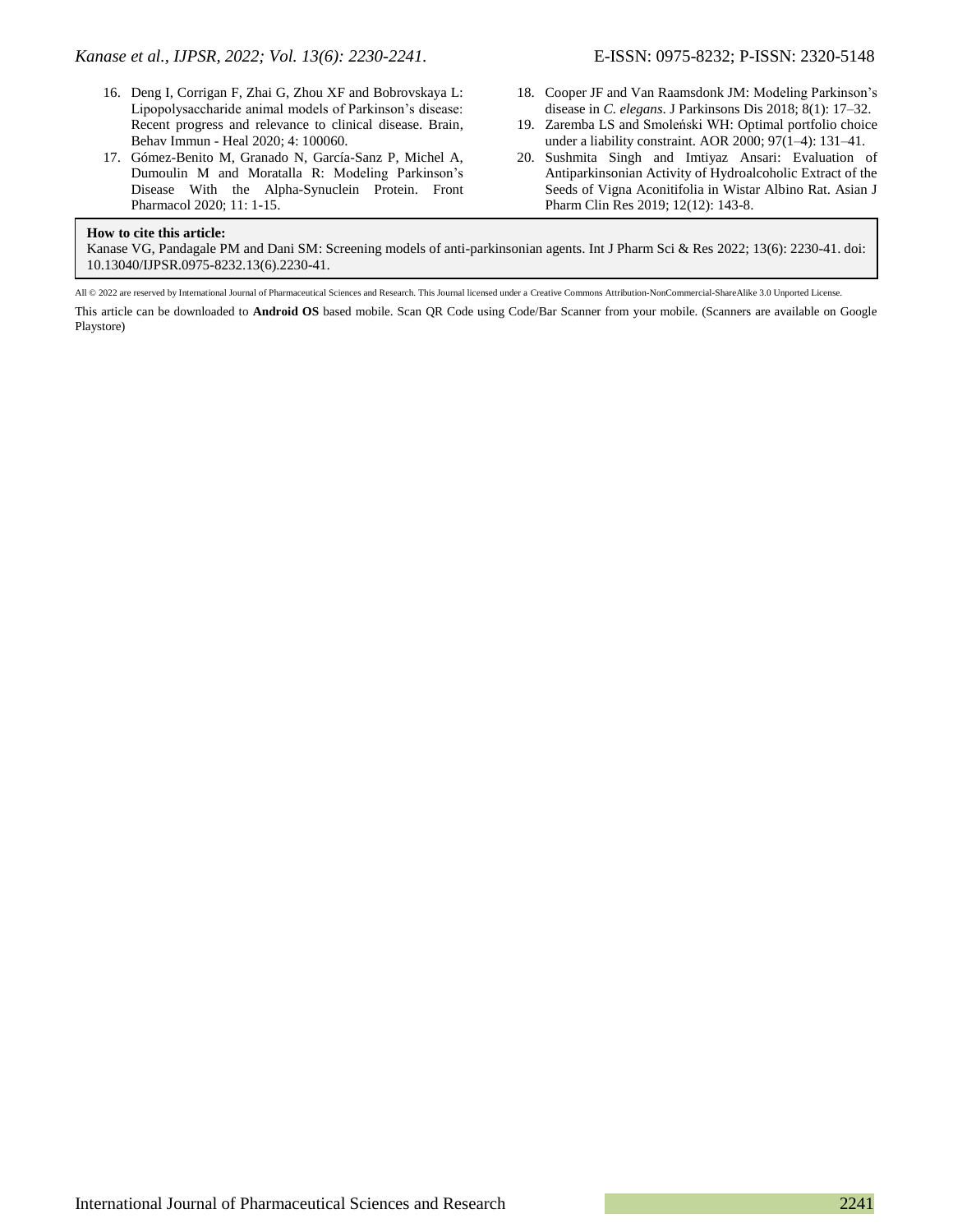16. Deng I, Corrigan F, Zhai G, Zhou XF and Bobrovskaya L: Lipopolysaccharide animal models of Parkinson's disease: Recent progress and relevance to clinical disease. Brain, Behav Immun - Heal 2020; 4: 100060.
17. Gómez-Benito M, Granado N, García-Sanz P, Michel A, Dumoulin M and Moratalla R: Modeling Parkinson's Disease With the Alpha-Synuclein Protein. Front Pharmacol 2020; 11: 1-15.
18. Cooper JF and Van Raamsdonk JM: Modeling Parkinson's disease in *C. elegans*. J Parkinsons Dis 2018; 8(1): 17–32.
19. Zaremba LS and Smoleński WH: Optimal portfolio choice under a liability constraint. AOR 2000; 97(1–4): 131–41.
20. Sushmita Singh and Imtiyaz Ansari: Evaluation of Antiparkinsonian Activity of Hydroalcoholic Extract of the Seeds of Vigna Aconitifolia in Wistar Albino Rat. Asian J Pharm Clin Res 2019; 12(12): 143-8.

**How to cite this article:**

Kanase VG, Pandagale PM and Dani SM: Screening models of anti-parkinsonian agents. Int J Pharm Sci & Res 2022; 13(6): 2230-41. doi: 10.13040/IJPSR.0975-8232.13(6).2230-41.

All © 2022 are reserved by International Journal of Pharmaceutical Sciences and Research. This Journal licensed under a Creative Commons Attribution-NonCommercial-ShareAlike 3.0 Unported License.

This article can be downloaded to **Android OS** based mobile. Scan QR Code using Code/Bar Scanner from your mobile. (Scanners are available on Google Playstore)